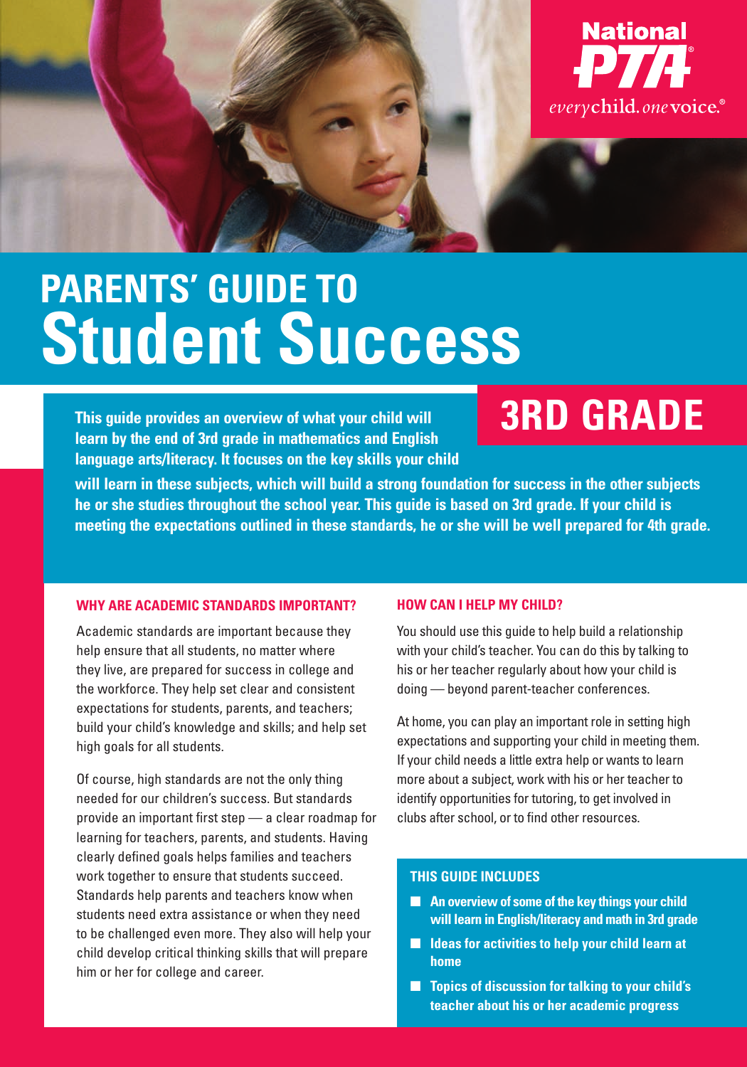National PTA®

*every* child. *one* voice.®

# PARENTS' GUIDE TO Student Success

## 3RD GRADE

**This guide provides an overview of what your child will learn by the end of 3rd grade in mathematics and English language arts/literacy. It focuses on the key skills your child will learn in these subjects, which will build a strong foundation for success in the other subjects he or she studies throughout the school year. This guide is based on 3rd grade. If your child is meeting the expectations outlined in these standards, he or she will be well prepared for 4th grade.**

### WHY ARE ACADEMIC STANDARDS IMPORTANT?

Academic standards are important because they help ensure that all students, no matter where they live, are prepared for success in college and the workforce. They help set clear and consistent expectations for students, parents, and teachers; build your child's knowledge and skills; and help set high goals for all students.

Of course, high standards are not the only thing needed for our children's success. But standards provide an important first step — a clear roadmap for learning for teachers, parents, and students. Having clearly defined goals helps families and teachers work together to ensure that students succeed. Standards help parents and teachers know when students need extra assistance or when they need to be challenged even more. They also will help your child develop critical thinking skills that will prepare him or her for college and career.

### HOW CAN I HELP MY CHILD?

You should use this guide to help build a relationship with your child's teacher. You can do this by talking to his or her teacher regularly about how your child is doing — beyond parent-teacher conferences.

At home, you can play an important role in setting high expectations and supporting your child in meeting them. If your child needs a little extra help or wants to learn more about a subject, work with his or her teacher to identify opportunities for tutoring, to get involved in clubs after school, or to find other resources.

### THIS GUIDE INCLUDES

- **An overview of some of the key things your child will learn in English/literacy and math in 3rd grade**
- **Ideas for activities to help your child learn at home**
- **Topics of discussion for talking to your child's teacher about his or her academic progress**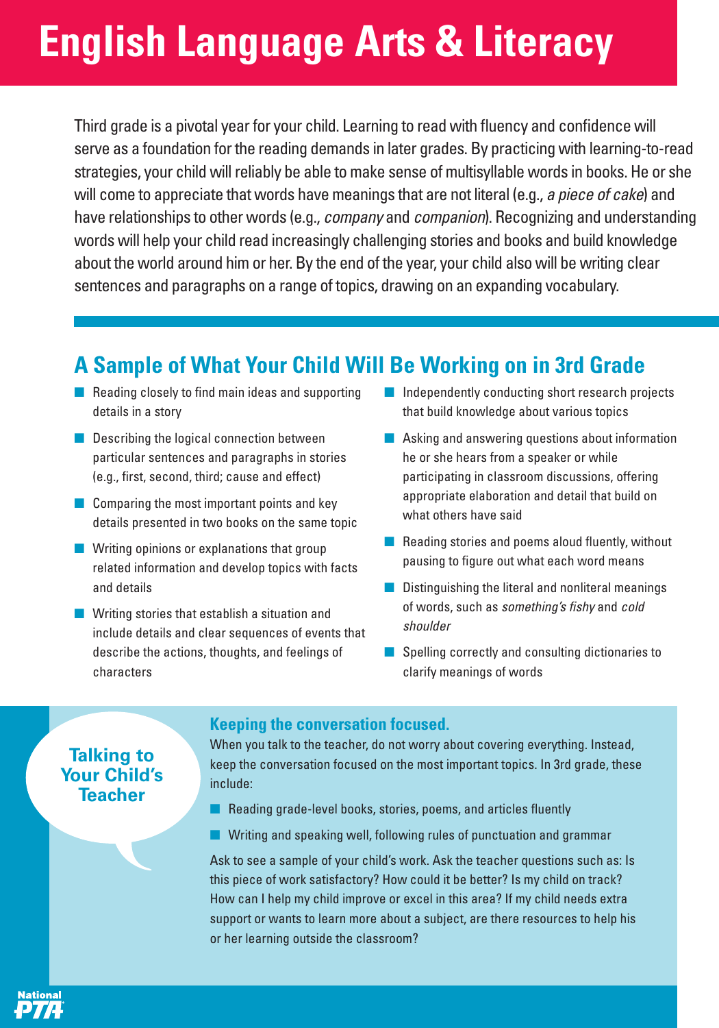# English Language Arts & Literacy

Third grade is a pivotal year for your child. Learning to read with fluency and confidence will serve as a foundation for the reading demands in later grades. By practicing with learning-to-read strategies, your child will reliably be able to make sense of multisyllable words in books. He or she will come to appreciate that words have meanings that are not literal (e.g., *a piece of cake*) and have relationships to other words (e.g., *company* and *companion*). Recognizing and understanding words will help your child read increasingly challenging stories and books and build knowledge about the world around him or her. By the end of the year, your child also will be writing clear sentences and paragraphs on a range of topics, drawing on an expanding vocabulary.

## A Sample of What Your Child Will Be Working on in 3rd Grade

- Reading closely to find main ideas and supporting details in a story
- Describing the logical connection between particular sentences and paragraphs in stories (e.g., first, second, third; cause and effect)
- Comparing the most important points and key details presented in two books on the same topic
- Writing opinions or explanations that group related information and develop topics with facts and details
- Writing stories that establish a situation and include details and clear sequences of events that describe the actions, thoughts, and feelings of characters
- Independently conducting short research projects that build knowledge about various topics
- Asking and answering questions about information he or she hears from a speaker or while participating in classroom discussions, offering appropriate elaboration and detail that build on what others have said
- Reading stories and poems aloud fluently, without pausing to figure out what each word means
- Distinguishing the literal and nonliteral meanings of words, such as *something's fishy* and *cold shoulder*
- Spelling correctly and consulting dictionaries to clarify meanings of words

## Talking to Your Child's Teacher

### Keeping the conversation focused.

When you talk to the teacher, do not worry about covering everything. Instead, keep the conversation focused on the most important topics. In 3rd grade, these include:

- Reading grade-level books, stories, poems, and articles fluently
- Writing and speaking well, following rules of punctuation and grammar

Ask to see a sample of your child's work. Ask the teacher questions such as: Is this piece of work satisfactory? How could it be better? Is my child on track? How can I help my child improve or excel in this area? If my child needs extra support or wants to learn more about a subject, are there resources to help his or her learning outside the classroom?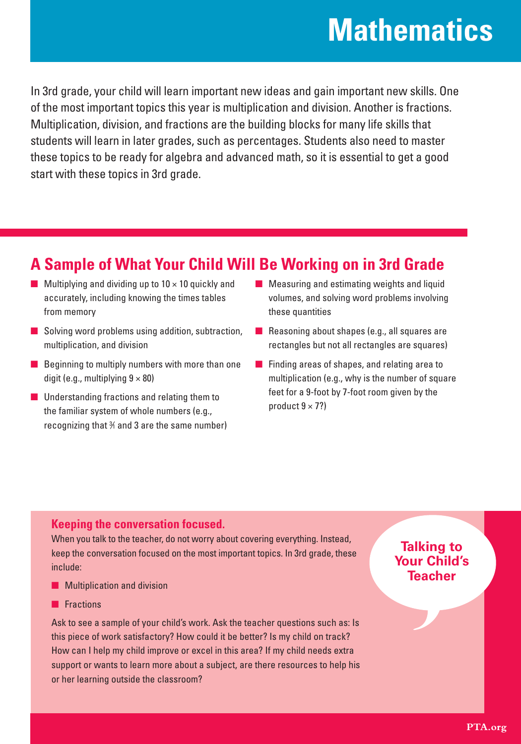# Mathematics

In 3rd grade, your child will learn important new ideas and gain important new skills. One of the most important topics this year is multiplication and division. Another is fractions. Multiplication, division, and fractions are the building blocks for many life skills that students will learn in later grades, such as percentages. Students also need to master these topics to be ready for algebra and advanced math, so it is essential to get a good start with these topics in 3rd grade.

## A Sample of What Your Child Will Be Working on in 3rd Grade

- Multiplying and dividing up to 10 × 10 quickly and accurately, including knowing the times tables from memory
- Solving word problems using addition, subtraction, multiplication, and division
- Beginning to multiply numbers with more than one digit (e.g., multiplying 9 × 80)
- Understanding fractions and relating them to the familiar system of whole numbers (e.g., recognizing that 3⁄1 and 3 are the same number)
- Measuring and estimating weights and liquid volumes, and solving word problems involving these quantities
- Reasoning about shapes (e.g., all squares are rectangles but not all rectangles are squares)
- Finding areas of shapes, and relating area to multiplication (e.g., why is the number of square feet for a 9-foot by 7-foot room given by the product 9 × 7?)

### Talking to Your Child's Teacher

**Keeping the conversation focused.**
When you talk to the teacher, do not worry about covering everything. Instead, keep the conversation focused on the most important topics. In 3rd grade, these include:

- Multiplication and division
- Fractions

Ask to see a sample of your child's work. Ask the teacher questions such as: Is this piece of work satisfactory? How could it be better? Is my child on track? How can I help my child improve or excel in this area? If my child needs extra support or wants to learn more about a subject, are there resources to help his or her learning outside the classroom?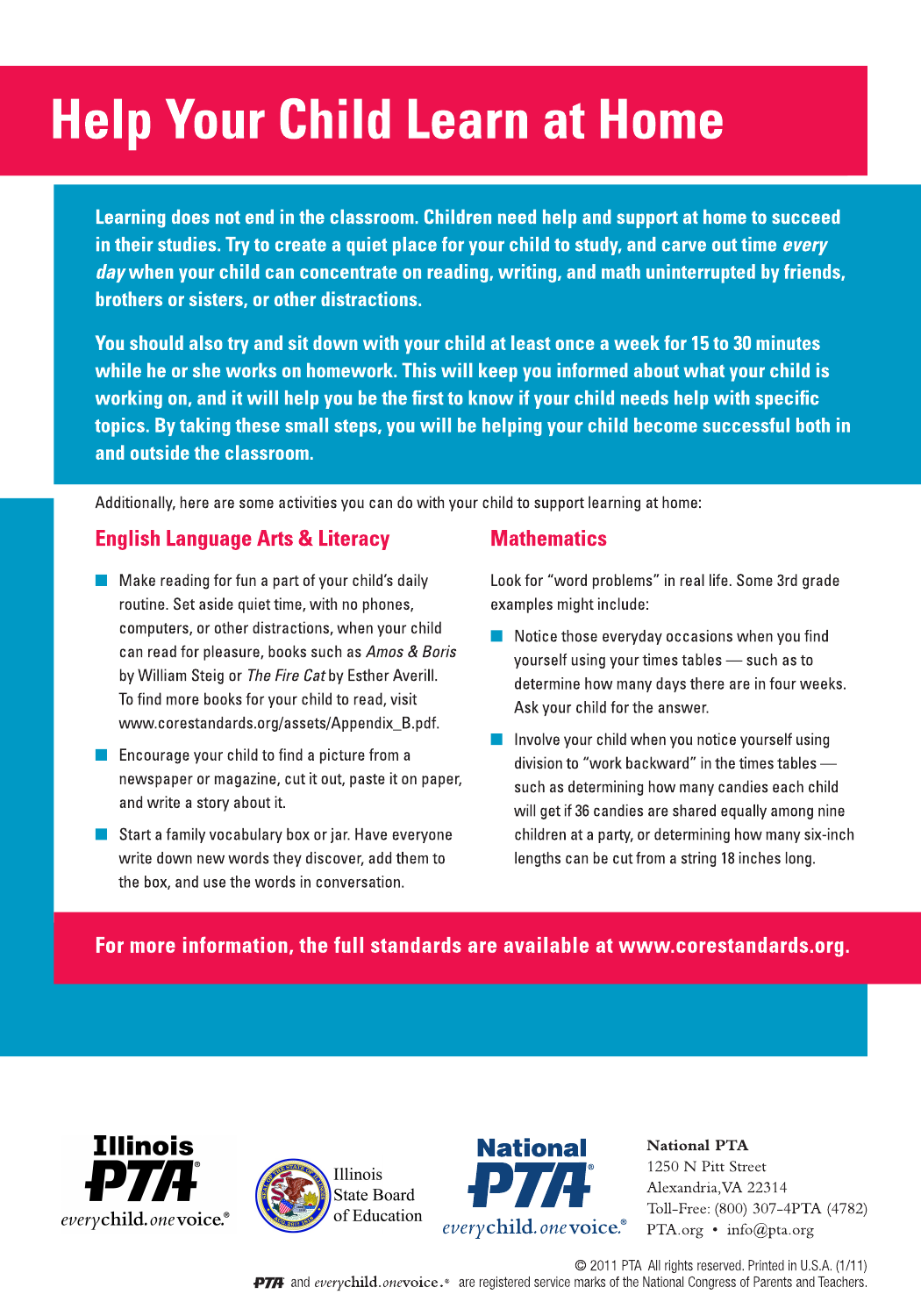# Help Your Child Learn at Home

**Learning does not end in the classroom. Children need help and support at home to succeed in their studies. Try to create a quiet place for your child to study, and carve out time *every day* when your child can concentrate on reading, writing, and math uninterrupted by friends, brothers or sisters, or other distractions.**

**You should also try and sit down with your child at least once a week for 15 to 30 minutes while he or she works on homework. This will keep you informed about what your child is working on, and it will help you be the first to know if your child needs help with specific topics. By taking these small steps, you will be helping your child become successful both in and outside the classroom.**

Additionally, here are some activities you can do with your child to support learning at home:

## English Language Arts & Literacy

- Make reading for fun a part of your child's daily routine. Set aside quiet time, with no phones, computers, or other distractions, when your child can read for pleasure, books such as *Amos & Boris* by William Steig or *The Fire Cat* by Esther Averill. To find more books for your child to read, visit www.corestandards.org/assets/Appendix_B.pdf.
- Encourage your child to find a picture from a newspaper or magazine, cut it out, paste it on paper, and write a story about it.
- Start a family vocabulary box or jar. Have everyone write down new words they discover, add them to the box, and use the words in conversation.

## Mathematics

Look for "word problems" in real life. Some 3rd grade examples might include:

- Notice those everyday occasions when you find yourself using your times tables — such as to determine how many days there are in four weeks. Ask your child for the answer.
- Involve your child when you notice yourself using division to "work backward" in the times tables — such as determining how many candies each child will get if 36 candies are shared equally among nine children at a party, or determining how many six-inch lengths can be cut from a string 18 inches long.

**For more information, the full standards are available at www.corestandards.org.**

Illinois PTA *every*child.*one*voice.®

Illinois State Board of Education

National PTA *every*child.*one*voice.®

**National PTA**
1250 N Pitt Street
Alexandria, VA 22314
Toll-Free: (800) 307-4PTA (4782)
PTA.org • info@pta.org

© 2011 PTA All rights reserved. Printed in U.S.A. (1/11)
PTA and *every*child.*one*voice.® are registered service marks of the National Congress of Parents and Teachers.